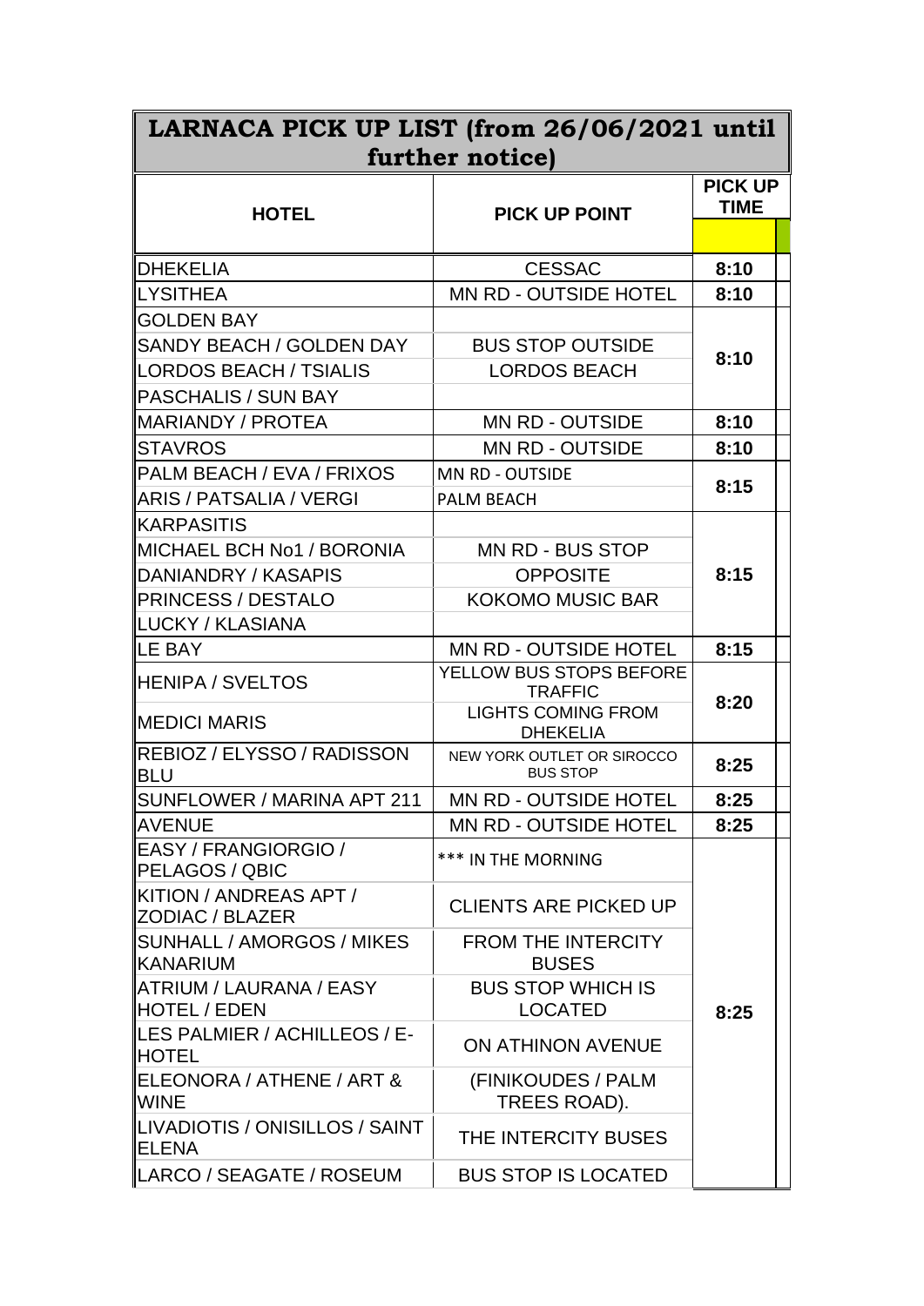# LARNACA PICK UP LIST (from 26/06/2021 until further notice)

| HOTEL | PICK UP POINT | PICK UP TIME |
|---|---|---|
| DHEKELIA | CESSAC | 8:10 |
| LYSITHEA | MN RD - OUTSIDE HOTEL | 8:10 |
| GOLDEN BAY | | |
| SANDY BEACH / GOLDEN DAY | BUS STOP OUTSIDE | 8:10 |
| LORDOS BEACH / TSIALIS | LORDOS BEACH | |
| PASCHALIS / SUN BAY | | |
| MARIANDY / PROTEA | MN RD - OUTSIDE | 8:10 |
| STAVROS | MN RD - OUTSIDE | 8:10 |
| PALM BEACH / EVA / FRIXOS | MN RD - OUTSIDE | 8:15 |
| ARIS / PATSALIA / VERGI | PALM BEACH | |
| KARPASITIS | | |
| MICHAEL BCH No1 / BORONIA | MN RD - BUS STOP | |
| DANIANDRY / KASAPIS | OPPOSITE | 8:15 |
| PRINCESS / DESTALO | KOKOMO MUSIC BAR | |
| LUCKY / KLASIANA | | |
| LE BAY | MN RD - OUTSIDE HOTEL | 8:15 |
| HENIPA / SVELTOS | YELLOW BUS STOPS BEFORE TRAFFIC | 8:20 |
| MEDICI MARIS | LIGHTS COMING FROM DHEKELIA | |
| REBIOZ / ELYSSO / RADISSON BLU | NEW YORK OUTLET OR SIROCCO BUS STOP | 8:25 |
| SUNFLOWER / MARINA APT 211 | MN RD - OUTSIDE HOTEL | 8:25 |
| AVENUE | MN RD - OUTSIDE HOTEL | 8:25 |
| EASY / FRANGIORGIO / PELAGOS / QBIC | *** IN THE MORNING | |
| KITION / ANDREAS APT / ZODIAC / BLAZER | CLIENTS ARE PICKED UP | |
| SUNHALL / AMORGOS / MIKES KANARIUM | FROM THE INTERCITY BUSES | |
| ATRIUM / LAURANA / EASY HOTEL / EDEN | BUS STOP WHICH IS LOCATED | 8:25 |
| LES PALMIER / ACHILLEOS / E-HOTEL | ON ATHINON AVENUE | |
| ELEONORA / ATHENE / ART & WINE | (FINIKOUDES / PALM TREES ROAD). | |
| LIVADIOTIS / ONISILLOS / SAINT ELENA | THE INTERCITY BUSES | |
| LARCO / SEAGATE / ROSEUM | BUS STOP IS LOCATED | |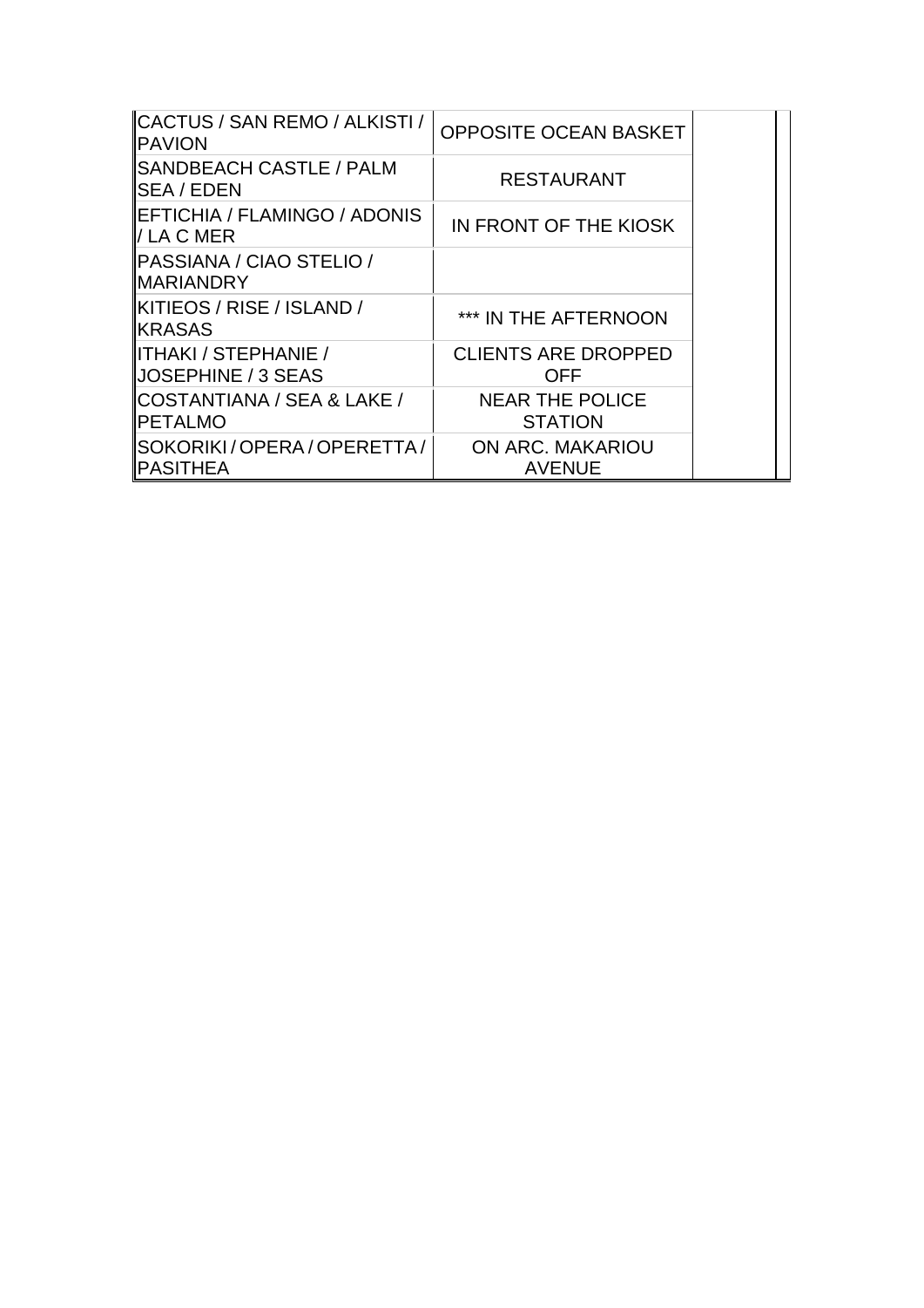| | | |
|---|---|---|
| CACTUS / SAN REMO / ALKISTI / PAVION | OPPOSITE OCEAN BASKET | |
| SANDBEACH CASTLE / PALM SEA / EDEN | RESTAURANT | |
| EFTICHIA / FLAMINGO / ADONIS / LA C MER | IN FRONT OF THE KIOSK | |
| PASSIANA / CIAO STELIO / MARIANDRY | | |
| KITIEOS / RISE / ISLAND / KRASAS | *** IN THE AFTERNOON | |
| ITHAKI / STEPHANIE / JOSEPHINE / 3 SEAS | CLIENTS ARE DROPPED OFF | |
| COSTANTIANA / SEA & LAKE / PETALMO | NEAR THE POLICE STATION | |
| SOKORIKI / OPERA / OPERETTA / PASITHEA | ON ARC. MAKARIOU AVENUE | |